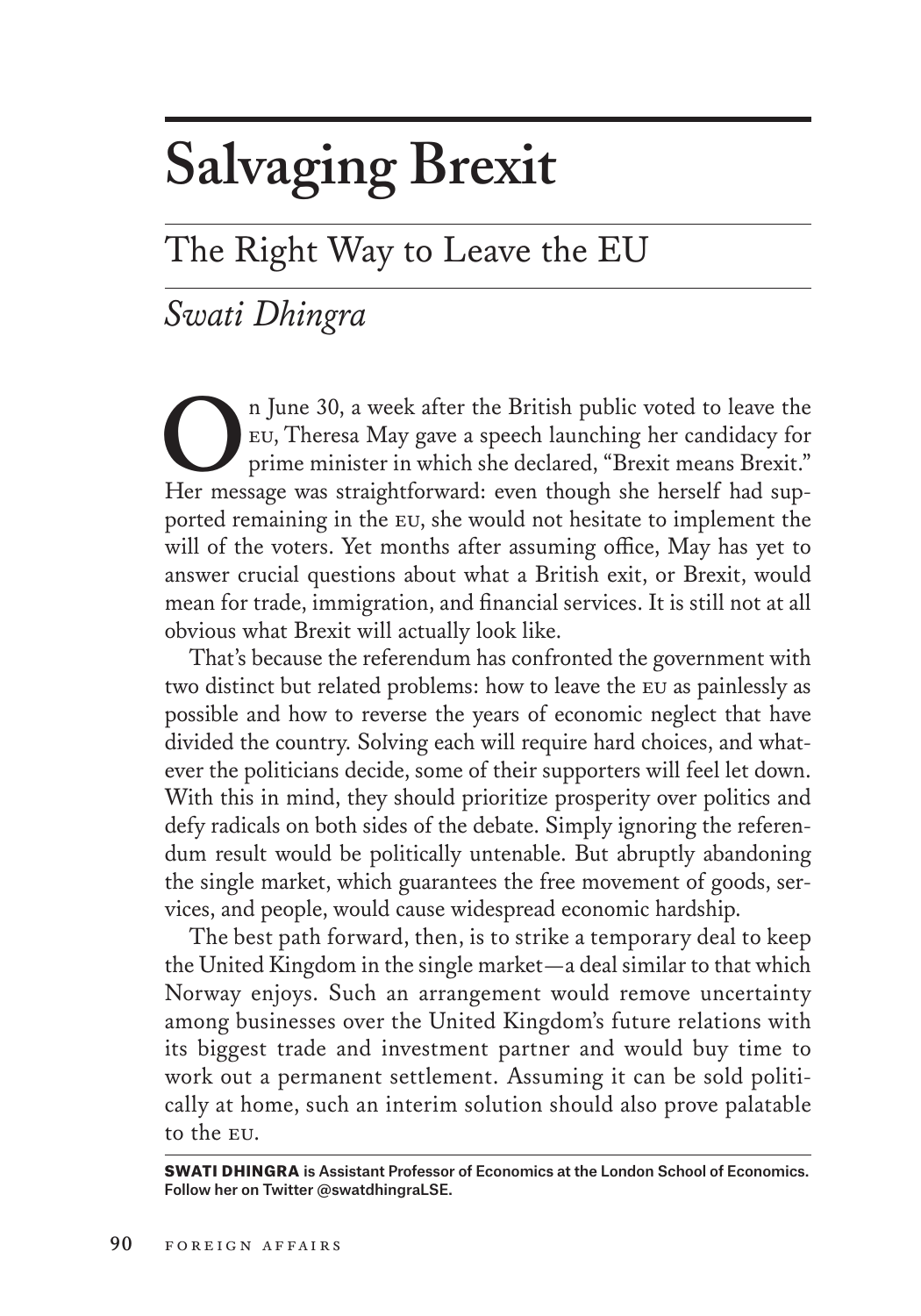# Salvaging Brexit

## The Right Way to Leave the EU

*Swati Dhingra*

On June 30, a week after the British public voted to leave the EU, Theresa May gave a speech launching her candidacy for prime minister in which she declared, "Brexit means Brexit." Her message was straightforward: even though she herself had supported remaining in the EU, she would not hesitate to implement the will of the voters. Yet months after assuming office, May has yet to answer crucial questions about what a British exit, or Brexit, would mean for trade, immigration, and financial services. It is still not at all obvious what Brexit will actually look like.

That's because the referendum has confronted the government with two distinct but related problems: how to leave the EU as painlessly as possible and how to reverse the years of economic neglect that have divided the country. Solving each will require hard choices, and whatever the politicians decide, some of their supporters will feel let down. With this in mind, they should prioritize prosperity over politics and defy radicals on both sides of the debate. Simply ignoring the referendum result would be politically untenable. But abruptly abandoning the single market, which guarantees the free movement of goods, services, and people, would cause widespread economic hardship.

The best path forward, then, is to strike a temporary deal to keep the United Kingdom in the single market—a deal similar to that which Norway enjoys. Such an arrangement would remove uncertainty among businesses over the United Kingdom's future relations with its biggest trade and investment partner and would buy time to work out a permanent settlement. Assuming it can be sold politically at home, such an interim solution should also prove palatable to the EU.

**SWATI DHINGRA is Assistant Professor of Economics at the London School of Economics. Follow her on Twitter @swatdhingraLSE.**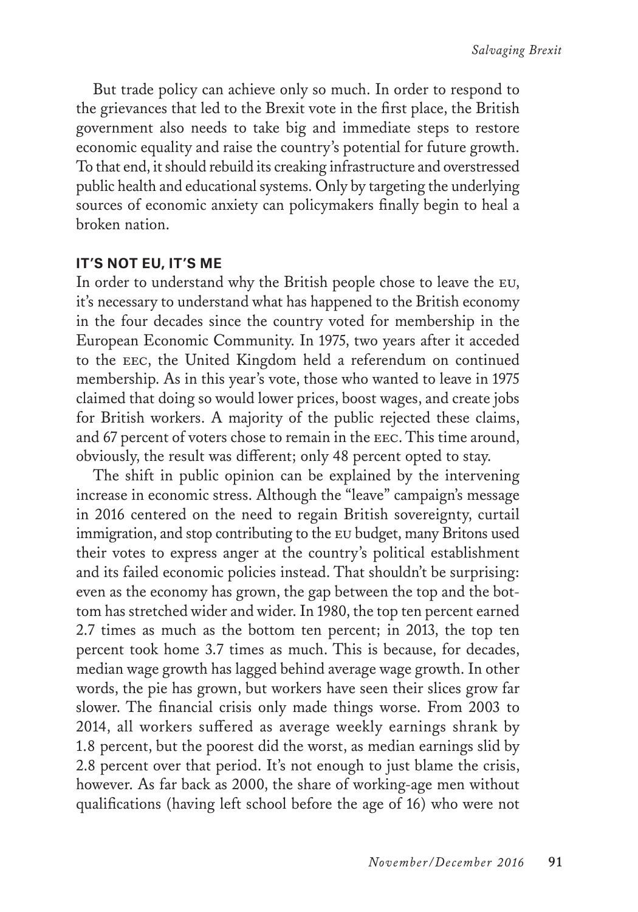But trade policy can achieve only so much. In order to respond to the grievances that led to the Brexit vote in the first place, the British government also needs to take big and immediate steps to restore economic equality and raise the country's potential for future growth. To that end, it should rebuild its creaking infrastructure and overstressed public health and educational systems. Only by targeting the underlying sources of economic anxiety can policymakers finally begin to heal a broken nation.

## IT'S NOT EU, IT'S ME

In order to understand why the British people chose to leave the EU, it's necessary to understand what has happened to the British economy in the four decades since the country voted for membership in the European Economic Community. In 1975, two years after it acceded to the EEC, the United Kingdom held a referendum on continued membership. As in this year's vote, those who wanted to leave in 1975 claimed that doing so would lower prices, boost wages, and create jobs for British workers. A majority of the public rejected these claims, and 67 percent of voters chose to remain in the EEC. This time around, obviously, the result was different; only 48 percent opted to stay.

The shift in public opinion can be explained by the intervening increase in economic stress. Although the "leave" campaign's message in 2016 centered on the need to regain British sovereignty, curtail immigration, and stop contributing to the EU budget, many Britons used their votes to express anger at the country's political establishment and its failed economic policies instead. That shouldn't be surprising: even as the economy has grown, the gap between the top and the bottom has stretched wider and wider. In 1980, the top ten percent earned 2.7 times as much as the bottom ten percent; in 2013, the top ten percent took home 3.7 times as much. This is because, for decades, median wage growth has lagged behind average wage growth. In other words, the pie has grown, but workers have seen their slices grow far slower. The financial crisis only made things worse. From 2003 to 2014, all workers suffered as average weekly earnings shrank by 1.8 percent, but the poorest did the worst, as median earnings slid by 2.8 percent over that period. It's not enough to just blame the crisis, however. As far back as 2000, the share of working-age men without qualifications (having left school before the age of 16) who were not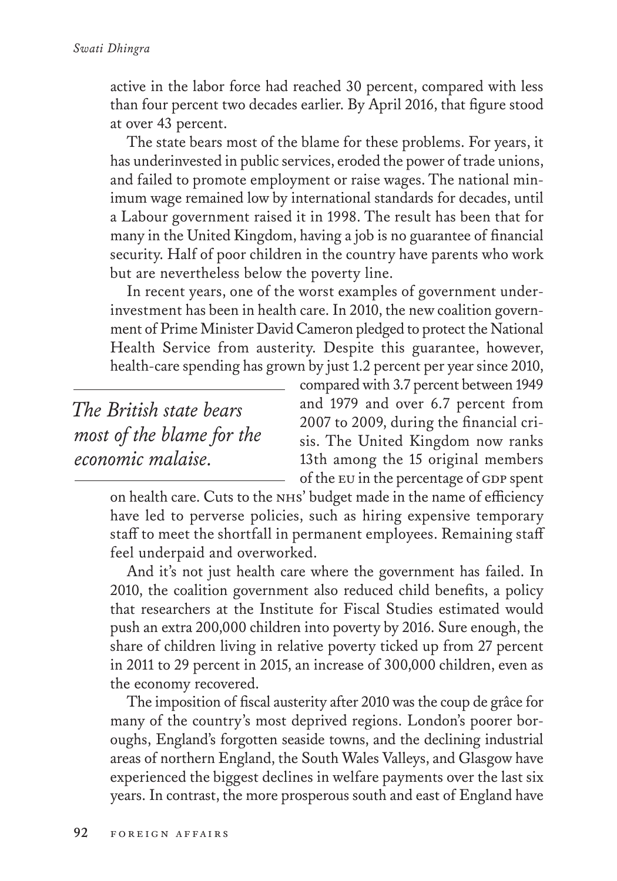active in the labor force had reached 30 percent, compared with less than four percent two decades earlier. By April 2016, that figure stood at over 43 percent.

The state bears most of the blame for these problems. For years, it has underinvested in public services, eroded the power of trade unions, and failed to promote employment or raise wages. The national minimum wage remained low by international standards for decades, until a Labour government raised it in 1998. The result has been that for many in the United Kingdom, having a job is no guarantee of financial security. Half of poor children in the country have parents who work but are nevertheless below the poverty line.

In recent years, one of the worst examples of government underinvestment has been in health care. In 2010, the new coalition government of Prime Minister David Cameron pledged to protect the National Health Service from austerity. Despite this guarantee, however, health-care spending has grown by just 1.2 percent per year since 2010, compared with 3.7 percent between 1949 and 1979 and over 6.7 percent from 2007 to 2009, during the financial crisis. The United Kingdom now ranks 13th among the 15 original members of the EU in the percentage of GDP spent on health care. Cuts to the NHS' budget made in the name of efficiency have led to perverse policies, such as hiring expensive temporary staff to meet the shortfall in permanent employees. Remaining staff feel underpaid and overworked.

*The British state bears most of the blame for the economic malaise.*

And it's not just health care where the government has failed. In 2010, the coalition government also reduced child benefits, a policy that researchers at the Institute for Fiscal Studies estimated would push an extra 200,000 children into poverty by 2016. Sure enough, the share of children living in relative poverty ticked up from 27 percent in 2011 to 29 percent in 2015, an increase of 300,000 children, even as the economy recovered.

The imposition of fiscal austerity after 2010 was the coup de grâce for many of the country's most deprived regions. London's poorer boroughs, England's forgotten seaside towns, and the declining industrial areas of northern England, the South Wales Valleys, and Glasgow have experienced the biggest declines in welfare payments over the last six years. In contrast, the more prosperous south and east of England have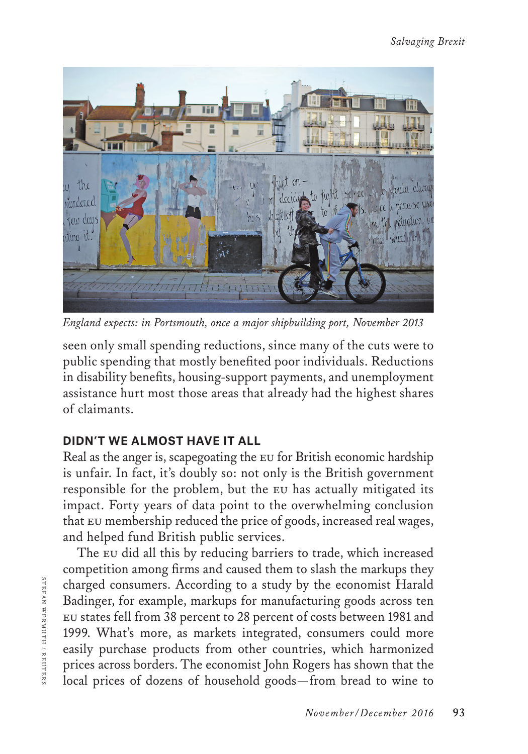*England expects: in Portsmouth, once a major shipbuilding port, November 2013*

seen only small spending reductions, since many of the cuts were to public spending that mostly benefited poor individuals. Reductions in disability benefits, housing-support payments, and unemployment assistance hurt most those areas that already had the highest shares of claimants.

## DIDN'T WE ALMOST HAVE IT ALL

Real as the anger is, scapegoating the EU for British economic hardship is unfair. In fact, it's doubly so: not only is the British government responsible for the problem, but the EU has actually mitigated its impact. Forty years of data point to the overwhelming conclusion that EU membership reduced the price of goods, increased real wages, and helped fund British public services.

The EU did all this by reducing barriers to trade, which increased competition among firms and caused them to slash the markups they charged consumers. According to a study by the economist Harald Badinger, for example, markups for manufacturing goods across ten EU states fell from 38 percent to 28 percent of costs between 1981 and 1999. What's more, as markets integrated, consumers could more easily purchase products from other countries, which harmonized prices across borders. The economist John Rogers has shown that the local prices of dozens of household goods—from bread to wine to

STEFAN WERMUTH / REUTERS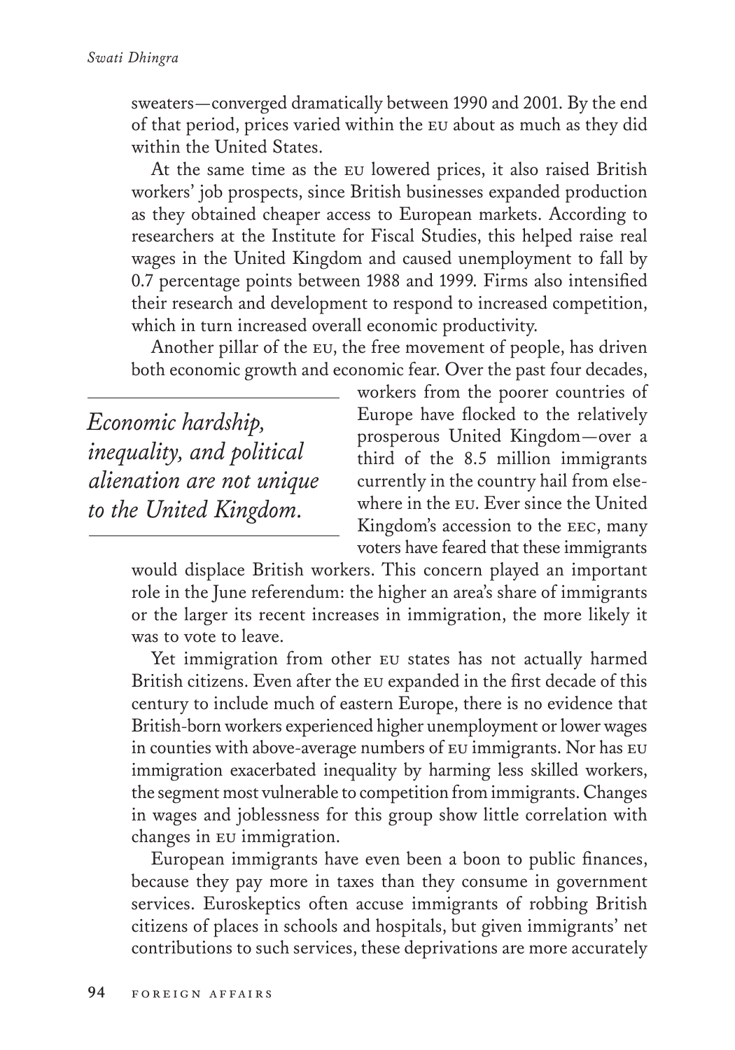sweaters—converged dramatically between 1990 and 2001. By the end of that period, prices varied within the EU about as much as they did within the United States.

At the same time as the EU lowered prices, it also raised British workers' job prospects, since British businesses expanded production as they obtained cheaper access to European markets. According to researchers at the Institute for Fiscal Studies, this helped raise real wages in the United Kingdom and caused unemployment to fall by 0.7 percentage points between 1988 and 1999. Firms also intensified their research and development to respond to increased competition, which in turn increased overall economic productivity.

Another pillar of the EU, the free movement of people, has driven both economic growth and economic fear. Over the past four decades, workers from the poorer countries of Europe have flocked to the relatively prosperous United Kingdom—over a third of the 8.5 million immigrants currently in the country hail from elsewhere in the EU. Ever since the United Kingdom's accession to the EEC, many voters have feared that these immigrants would displace British workers. This concern played an important role in the June referendum: the higher an area's share of immigrants or the larger its recent increases in immigration, the more likely it was to vote to leave.

*Economic hardship, inequality, and political alienation are not unique to the United Kingdom.*

Yet immigration from other EU states has not actually harmed British citizens. Even after the EU expanded in the first decade of this century to include much of eastern Europe, there is no evidence that British-born workers experienced higher unemployment or lower wages in counties with above-average numbers of EU immigrants. Nor has EU immigration exacerbated inequality by harming less skilled workers, the segment most vulnerable to competition from immigrants. Changes in wages and joblessness for this group show little correlation with changes in EU immigration.

European immigrants have even been a boon to public finances, because they pay more in taxes than they consume in government services. Euroskeptics often accuse immigrants of robbing British citizens of places in schools and hospitals, but given immigrants' net contributions to such services, these deprivations are more accurately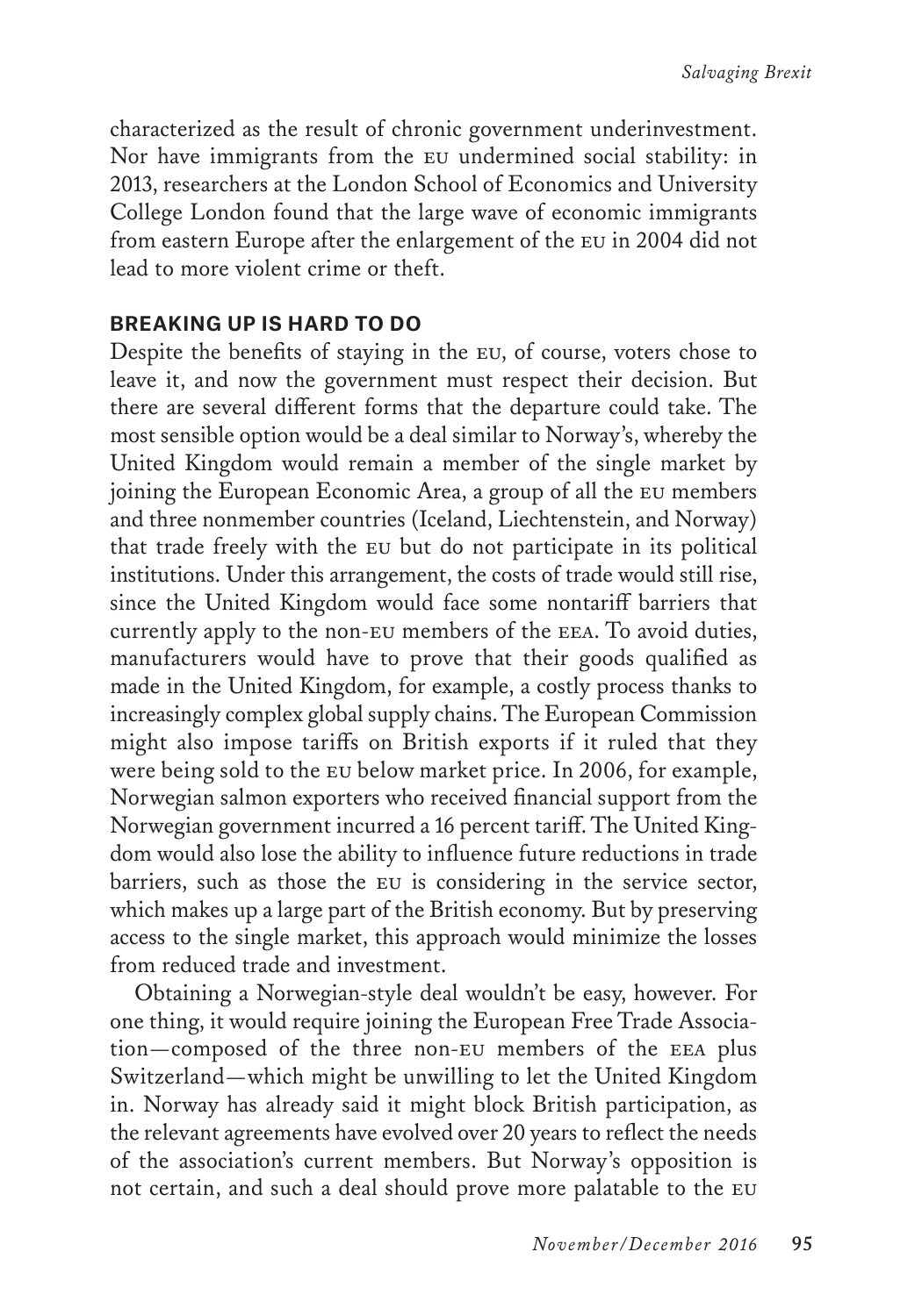characterized as the result of chronic government underinvestment. Nor have immigrants from the EU undermined social stability: in 2013, researchers at the London School of Economics and University College London found that the large wave of economic immigrants from eastern Europe after the enlargement of the EU in 2004 did not lead to more violent crime or theft.

## BREAKING UP IS HARD TO DO

Despite the benefits of staying in the EU, of course, voters chose to leave it, and now the government must respect their decision. But there are several different forms that the departure could take. The most sensible option would be a deal similar to Norway's, whereby the United Kingdom would remain a member of the single market by joining the European Economic Area, a group of all the EU members and three nonmember countries (Iceland, Liechtenstein, and Norway) that trade freely with the EU but do not participate in its political institutions. Under this arrangement, the costs of trade would still rise, since the United Kingdom would face some nontariff barriers that currently apply to the non-EU members of the EEA. To avoid duties, manufacturers would have to prove that their goods qualified as made in the United Kingdom, for example, a costly process thanks to increasingly complex global supply chains. The European Commission might also impose tariffs on British exports if it ruled that they were being sold to the EU below market price. In 2006, for example, Norwegian salmon exporters who received financial support from the Norwegian government incurred a 16 percent tariff. The United Kingdom would also lose the ability to influence future reductions in trade barriers, such as those the EU is considering in the service sector, which makes up a large part of the British economy. But by preserving access to the single market, this approach would minimize the losses from reduced trade and investment.

Obtaining a Norwegian-style deal wouldn't be easy, however. For one thing, it would require joining the European Free Trade Association—composed of the three non-EU members of the EEA plus Switzerland—which might be unwilling to let the United Kingdom in. Norway has already said it might block British participation, as the relevant agreements have evolved over 20 years to reflect the needs of the association's current members. But Norway's opposition is not certain, and such a deal should prove more palatable to the EU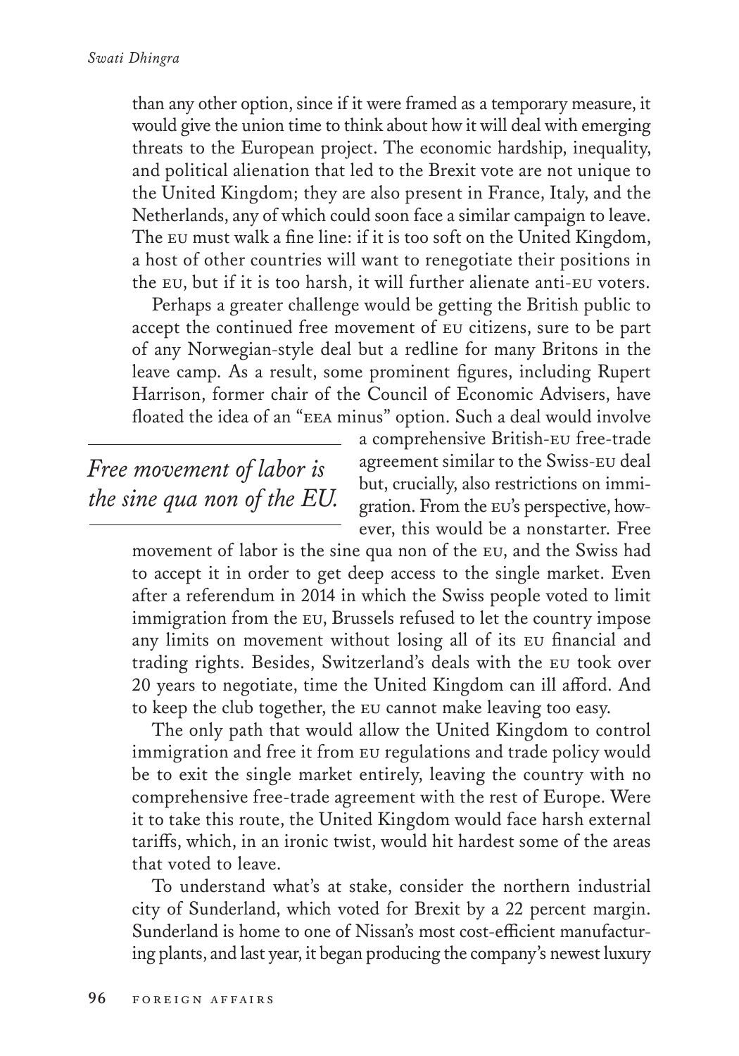than any other option, since if it were framed as a temporary measure, it would give the union time to think about how it will deal with emerging threats to the European project. The economic hardship, inequality, and political alienation that led to the Brexit vote are not unique to the United Kingdom; they are also present in France, Italy, and the Netherlands, any of which could soon face a similar campaign to leave. The EU must walk a fine line: if it is too soft on the United Kingdom, a host of other countries will want to renegotiate their positions in the EU, but if it is too harsh, it will further alienate anti-EU voters.

Perhaps a greater challenge would be getting the British public to accept the continued free movement of EU citizens, sure to be part of any Norwegian-style deal but a redline for many Britons in the leave camp. As a result, some prominent figures, including Rupert Harrison, former chair of the Council of Economic Advisers, have floated the idea of an "EEA minus" option. Such a deal would involve a comprehensive British-EU free-trade agreement similar to the Swiss-EU deal but, crucially, also restrictions on immigration. From the EU's perspective, however, this would be a nonstarter. Free movement of labor is the sine qua non of the EU, and the Swiss had to accept it in order to get deep access to the single market. Even after a referendum in 2014 in which the Swiss people voted to limit immigration from the EU, Brussels refused to let the country impose any limits on movement without losing all of its EU financial and trading rights. Besides, Switzerland's deals with the EU took over 20 years to negotiate, time the United Kingdom can ill afford. And to keep the club together, the EU cannot make leaving too easy.

*Free movement of labor is the sine qua non of the EU.*

The only path that would allow the United Kingdom to control immigration and free it from EU regulations and trade policy would be to exit the single market entirely, leaving the country with no comprehensive free-trade agreement with the rest of Europe. Were it to take this route, the United Kingdom would face harsh external tariffs, which, in an ironic twist, would hit hardest some of the areas that voted to leave.

To understand what's at stake, consider the northern industrial city of Sunderland, which voted for Brexit by a 22 percent margin. Sunderland is home to one of Nissan's most cost-efficient manufacturing plants, and last year, it began producing the company's newest luxury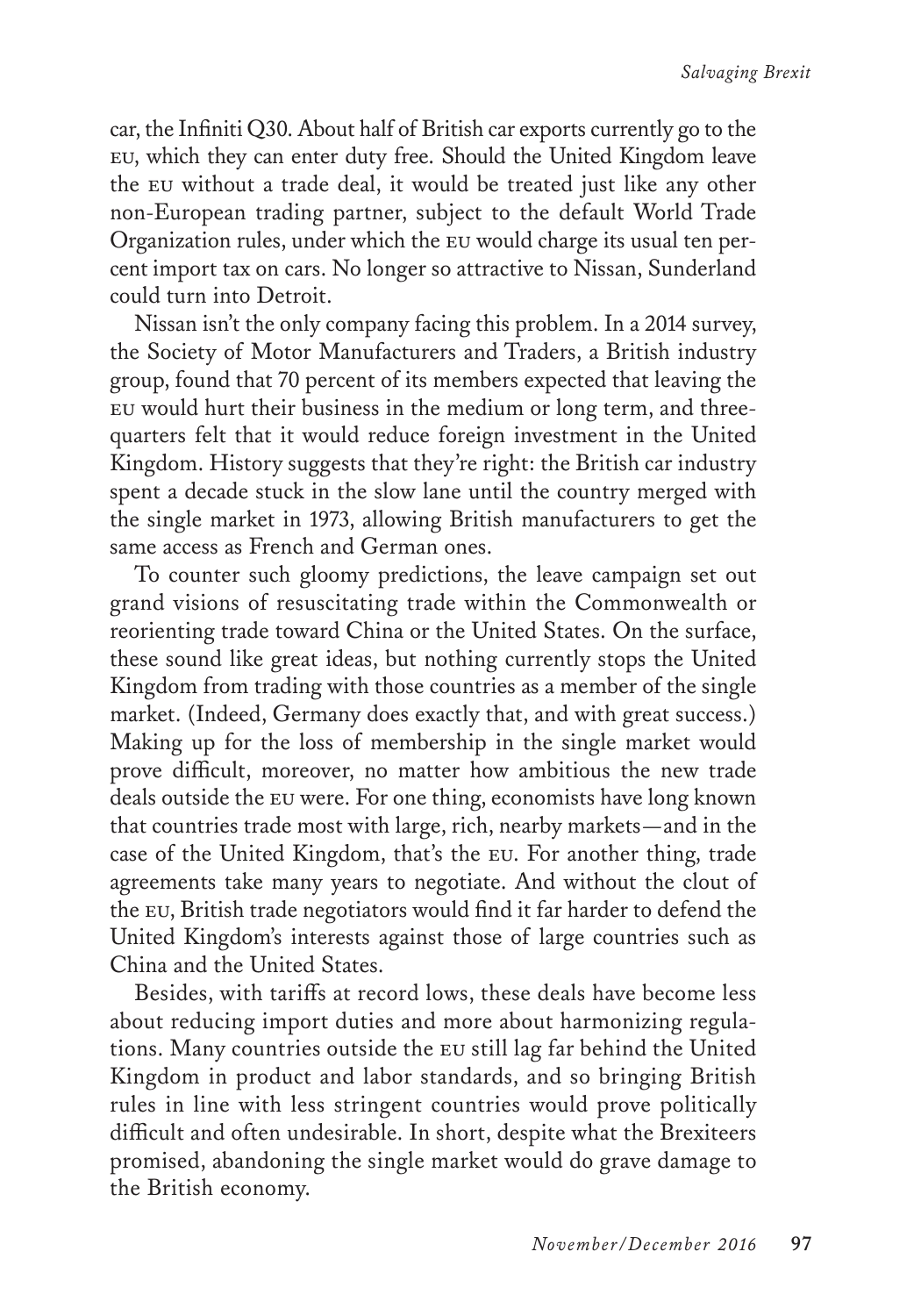car, the Infiniti Q30. About half of British car exports currently go to the EU, which they can enter duty free. Should the United Kingdom leave the EU without a trade deal, it would be treated just like any other non-European trading partner, subject to the default World Trade Organization rules, under which the EU would charge its usual ten percent import tax on cars. No longer so attractive to Nissan, Sunderland could turn into Detroit.

Nissan isn't the only company facing this problem. In a 2014 survey, the Society of Motor Manufacturers and Traders, a British industry group, found that 70 percent of its members expected that leaving the EU would hurt their business in the medium or long term, and three-quarters felt that it would reduce foreign investment in the United Kingdom. History suggests that they're right: the British car industry spent a decade stuck in the slow lane until the country merged with the single market in 1973, allowing British manufacturers to get the same access as French and German ones.

To counter such gloomy predictions, the leave campaign set out grand visions of resuscitating trade within the Commonwealth or reorienting trade toward China or the United States. On the surface, these sound like great ideas, but nothing currently stops the United Kingdom from trading with those countries as a member of the single market. (Indeed, Germany does exactly that, and with great success.) Making up for the loss of membership in the single market would prove difficult, moreover, no matter how ambitious the new trade deals outside the EU were. For one thing, economists have long known that countries trade most with large, rich, nearby markets—and in the case of the United Kingdom, that's the EU. For another thing, trade agreements take many years to negotiate. And without the clout of the EU, British trade negotiators would find it far harder to defend the United Kingdom's interests against those of large countries such as China and the United States.

Besides, with tariffs at record lows, these deals have become less about reducing import duties and more about harmonizing regulations. Many countries outside the EU still lag far behind the United Kingdom in product and labor standards, and so bringing British rules in line with less stringent countries would prove politically difficult and often undesirable. In short, despite what the Brexiteers promised, abandoning the single market would do grave damage to the British economy.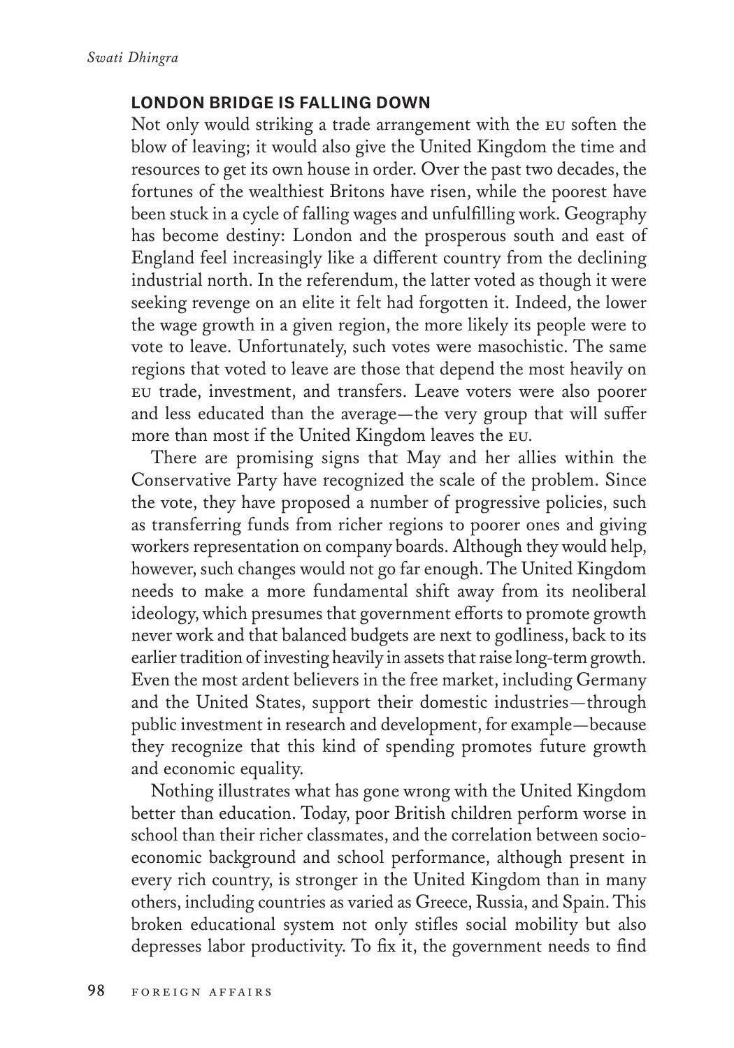## LONDON BRIDGE IS FALLING DOWN

Not only would striking a trade arrangement with the EU soften the blow of leaving; it would also give the United Kingdom the time and resources to get its own house in order. Over the past two decades, the fortunes of the wealthiest Britons have risen, while the poorest have been stuck in a cycle of falling wages and unfulfilling work. Geography has become destiny: London and the prosperous south and east of England feel increasingly like a different country from the declining industrial north. In the referendum, the latter voted as though it were seeking revenge on an elite it felt had forgotten it. Indeed, the lower the wage growth in a given region, the more likely its people were to vote to leave. Unfortunately, such votes were masochistic. The same regions that voted to leave are those that depend the most heavily on EU trade, investment, and transfers. Leave voters were also poorer and less educated than the average—the very group that will suffer more than most if the United Kingdom leaves the EU.

There are promising signs that May and her allies within the Conservative Party have recognized the scale of the problem. Since the vote, they have proposed a number of progressive policies, such as transferring funds from richer regions to poorer ones and giving workers representation on company boards. Although they would help, however, such changes would not go far enough. The United Kingdom needs to make a more fundamental shift away from its neoliberal ideology, which presumes that government efforts to promote growth never work and that balanced budgets are next to godliness, back to its earlier tradition of investing heavily in assets that raise long-term growth. Even the most ardent believers in the free market, including Germany and the United States, support their domestic industries—through public investment in research and development, for example—because they recognize that this kind of spending promotes future growth and economic equality.

Nothing illustrates what has gone wrong with the United Kingdom better than education. Today, poor British children perform worse in school than their richer classmates, and the correlation between socio-economic background and school performance, although present in every rich country, is stronger in the United Kingdom than in many others, including countries as varied as Greece, Russia, and Spain. This broken educational system not only stifles social mobility but also depresses labor productivity. To fix it, the government needs to find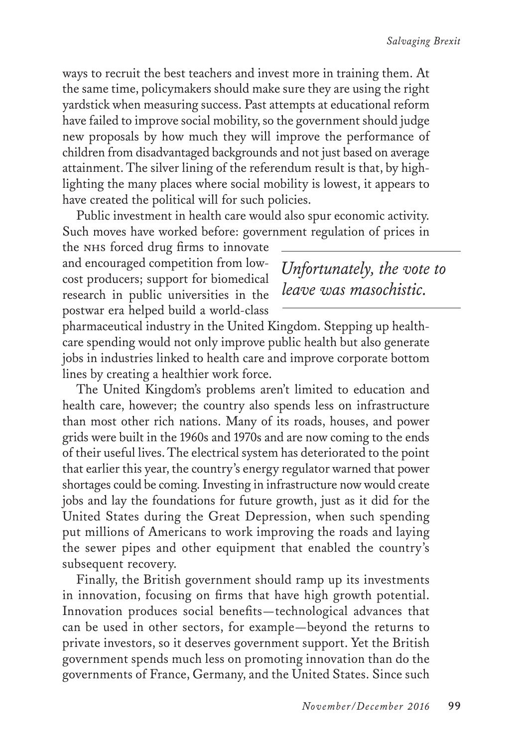ways to recruit the best teachers and invest more in training them. At the same time, policymakers should make sure they are using the right yardstick when measuring success. Past attempts at educational reform have failed to improve social mobility, so the government should judge new proposals by how much they will improve the performance of children from disadvantaged backgrounds and not just based on average attainment. The silver lining of the referendum result is that, by highlighting the many places where social mobility is lowest, it appears to have created the political will for such policies.

Public investment in health care would also spur economic activity. Such moves have worked before: government regulation of prices in the NHS forced drug firms to innovate and encouraged competition from low-cost producers; support for biomedical research in public universities in the postwar era helped build a world-class pharmaceutical industry in the United Kingdom. Stepping up health-care spending would not only improve public health but also generate jobs in industries linked to health care and improve corporate bottom lines by creating a healthier work force.

*Unfortunately, the vote to leave was masochistic.*

The United Kingdom's problems aren't limited to education and health care, however; the country also spends less on infrastructure than most other rich nations. Many of its roads, houses, and power grids were built in the 1960s and 1970s and are now coming to the ends of their useful lives. The electrical system has deteriorated to the point that earlier this year, the country's energy regulator warned that power shortages could be coming. Investing in infrastructure now would create jobs and lay the foundations for future growth, just as it did for the United States during the Great Depression, when such spending put millions of Americans to work improving the roads and laying the sewer pipes and other equipment that enabled the country's subsequent recovery.

Finally, the British government should ramp up its investments in innovation, focusing on firms that have high growth potential. Innovation produces social benefits—technological advances that can be used in other sectors, for example—beyond the returns to private investors, so it deserves government support. Yet the British government spends much less on promoting innovation than do the governments of France, Germany, and the United States. Since such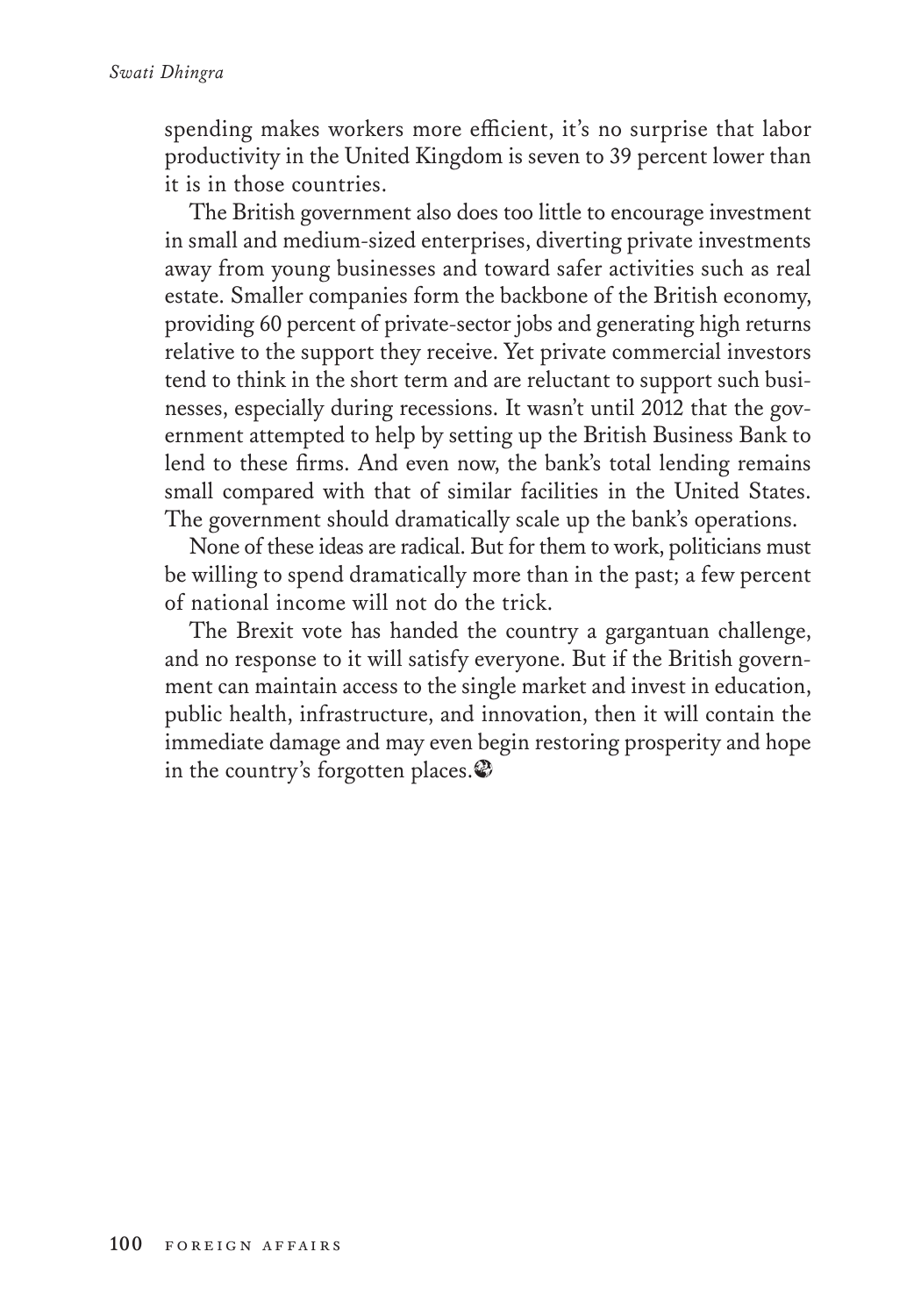spending makes workers more efficient, it's no surprise that labor productivity in the United Kingdom is seven to 39 percent lower than it is in those countries.

The British government also does too little to encourage investment in small and medium-sized enterprises, diverting private investments away from young businesses and toward safer activities such as real estate. Smaller companies form the backbone of the British economy, providing 60 percent of private-sector jobs and generating high returns relative to the support they receive. Yet private commercial investors tend to think in the short term and are reluctant to support such businesses, especially during recessions. It wasn't until 2012 that the government attempted to help by setting up the British Business Bank to lend to these firms. And even now, the bank's total lending remains small compared with that of similar facilities in the United States. The government should dramatically scale up the bank's operations.

None of these ideas are radical. But for them to work, politicians must be willing to spend dramatically more than in the past; a few percent of national income will not do the trick.

The Brexit vote has handed the country a gargantuan challenge, and no response to it will satisfy everyone. But if the British government can maintain access to the single market and invest in education, public health, infrastructure, and innovation, then it will contain the immediate damage and may even begin restoring prosperity and hope in the country's forgotten places.